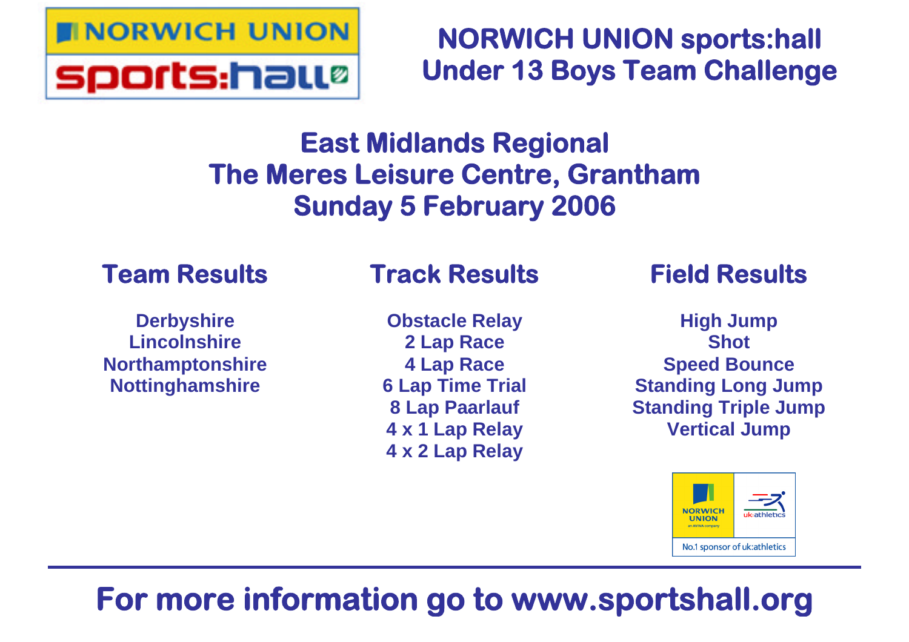# NORWICH UNION sports:hall
# Under 13 Boys Team Challenge

## East Midlands Regional
## The Meres Leisure Centre, Grantham
## Sunday 5 February 2006

### Team Results

Derbyshire
Lincolnshire
Northamptonshire
Nottinghamshire

### Track Results

Obstacle Relay
2 Lap Race
4 Lap Race
6 Lap Time Trial
8 Lap Paarlauf
4 x 1 Lap Relay
4 x 2 Lap Relay

### Field Results

High Jump
Shot
Speed Bounce
Standing Long Jump
Standing Triple Jump
Vertical Jump

NORWICH UNION an AVIVA company | uk:athletics
No.1 sponsor of uk:athletics

---

**For more information go to www.sportshall.org**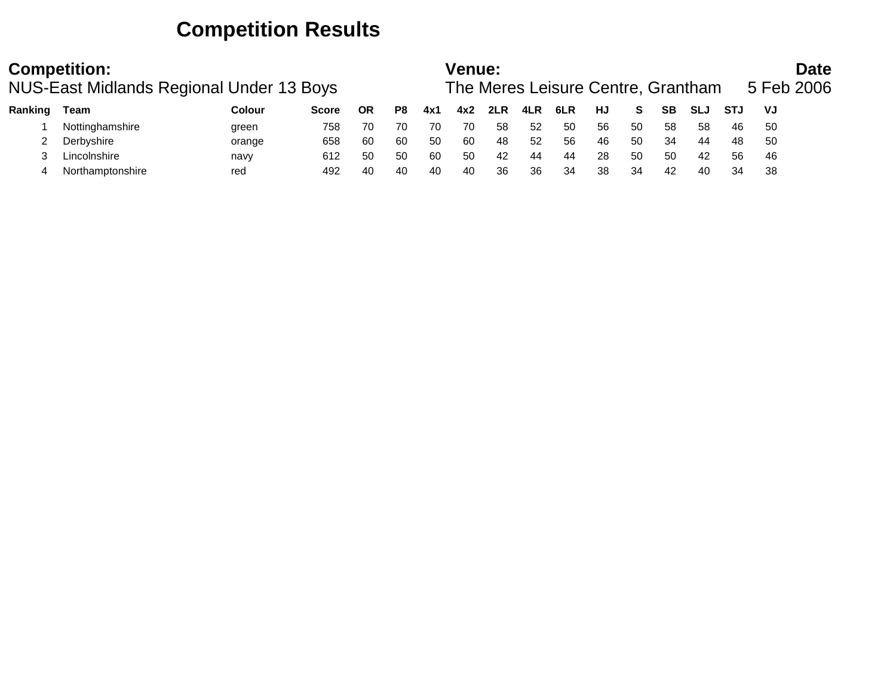# Competition Results

**Competition:**
NUS-East Midlands Regional Under 13 Boys

**Venue:**
The Meres Leisure Centre, Grantham

**Date**
5 Feb 2006

| Ranking | Team | Colour | Score | OR | P8 | 4x1 | 4x2 | 2LR | 4LR | 6LR | HJ | S | SB | SLJ | STJ | VJ |
|---|---|---|---|---|---|---|---|---|---|---|---|---|---|---|---|---|
| 1 | Nottinghamshire | green | 758 | 70 | 70 | 70 | 70 | 58 | 52 | 50 | 56 | 50 | 58 | 58 | 46 | 50 |
| 2 | Derbyshire | orange | 658 | 60 | 60 | 50 | 60 | 48 | 52 | 56 | 46 | 50 | 34 | 44 | 48 | 50 |
| 3 | Lincolnshire | navy | 612 | 50 | 50 | 60 | 50 | 42 | 44 | 44 | 28 | 50 | 50 | 42 | 56 | 46 |
| 4 | Northamptonshire | red | 492 | 40 | 40 | 40 | 40 | 36 | 36 | 34 | 38 | 34 | 42 | 40 | 34 | 38 |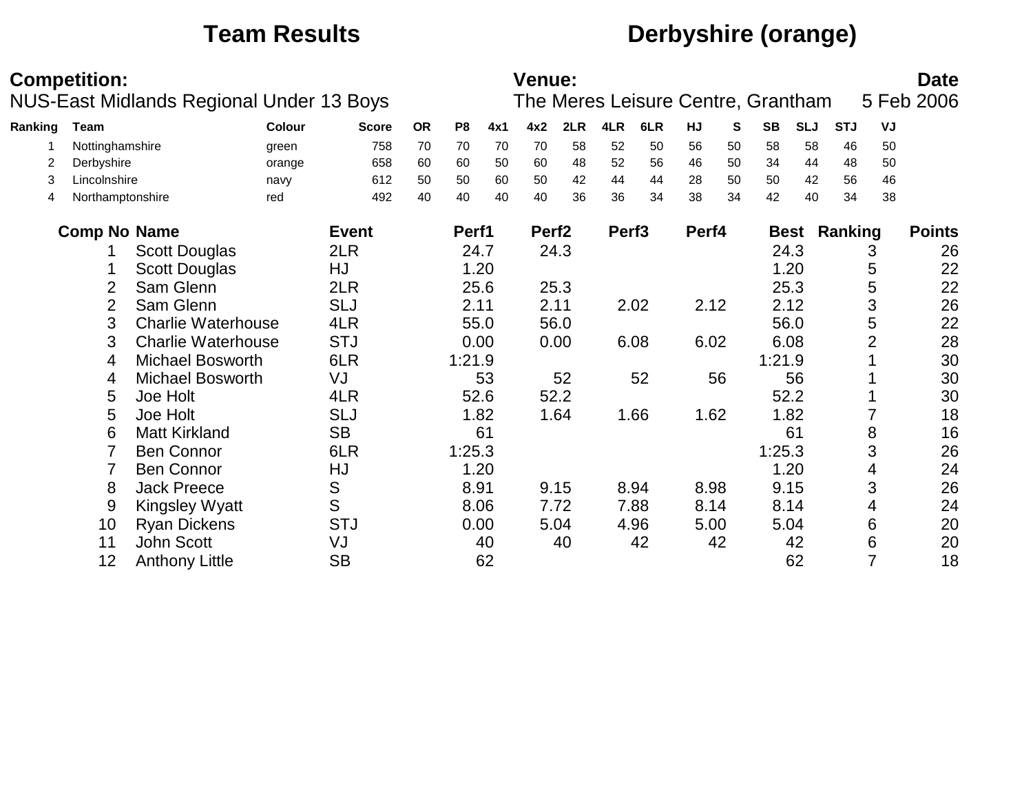# Team Results

# Derbyshire (orange)

**Competition:**
NUS-East Midlands Regional Under 13 Boys

**Venue:**
The Meres Leisure Centre, Grantham

**Date**
5 Feb 2006

| Ranking | Team | Colour | Score | OR | P8 | 4x1 | 4x2 | 2LR | 4LR | 6LR | HJ | S | SB | SLJ | STJ | VJ |
|---|---|---|---|---|---|---|---|---|---|---|---|---|---|---|---|---|
| 1 | Nottinghamshire | green | 758 | 70 | 70 | 70 | 70 | 58 | 52 | 50 | 56 | 50 | 58 | 58 | 46 | 50 |
| 2 | Derbyshire | orange | 658 | 60 | 60 | 50 | 60 | 48 | 52 | 56 | 46 | 50 | 34 | 44 | 48 | 50 |
| 3 | Lincolnshire | navy | 612 | 50 | 50 | 60 | 50 | 42 | 44 | 44 | 28 | 50 | 50 | 42 | 56 | 46 |
| 4 | Northamptonshire | red | 492 | 40 | 40 | 40 | 40 | 36 | 36 | 34 | 38 | 34 | 42 | 40 | 34 | 38 |

| Comp No | Name | Event | Perf1 | Perf2 | Perf3 | Perf4 | Best | Ranking | Points |
|---|---|---|---|---|---|---|---|---|---|
| 1 | Scott Douglas | 2LR | 24.7 | 24.3 | | | 24.3 | 3 | 26 |
| 1 | Scott Douglas | HJ | 1.20 | | | | 1.20 | 5 | 22 |
| 2 | Sam Glenn | 2LR | 25.6 | 25.3 | | | 25.3 | 5 | 22 |
| 2 | Sam Glenn | SLJ | 2.11 | 2.11 | 2.02 | 2.12 | 2.12 | 3 | 26 |
| 3 | Charlie Waterhouse | 4LR | 55.0 | 56.0 | | | 56.0 | 5 | 22 |
| 3 | Charlie Waterhouse | STJ | 0.00 | 0.00 | 6.08 | 6.02 | 6.08 | 2 | 28 |
| 4 | Michael Bosworth | 6LR | 1:21.9 | | | | 1:21.9 | 1 | 30 |
| 4 | Michael Bosworth | VJ | 53 | 52 | 52 | 56 | 56 | 1 | 30 |
| 5 | Joe Holt | 4LR | 52.6 | 52.2 | | | 52.2 | 1 | 30 |
| 5 | Joe Holt | SLJ | 1.82 | 1.64 | 1.66 | 1.62 | 1.82 | 7 | 18 |
| 6 | Matt Kirkland | SB | 61 | | | | 61 | 8 | 16 |
| 7 | Ben Connor | 6LR | 1:25.3 | | | | 1:25.3 | 3 | 26 |
| 7 | Ben Connor | HJ | 1.20 | | | | 1.20 | 4 | 24 |
| 8 | Jack Preece | S | 8.91 | 9.15 | 8.94 | 8.98 | 9.15 | 3 | 26 |
| 9 | Kingsley Wyatt | S | 8.06 | 7.72 | 7.88 | 8.14 | 8.14 | 4 | 24 |
| 10 | Ryan Dickens | STJ | 0.00 | 5.04 | 4.96 | 5.00 | 5.04 | 6 | 20 |
| 11 | John Scott | VJ | 40 | 40 | 42 | 42 | 42 | 6 | 20 |
| 12 | Anthony Little | SB | 62 | | | | 62 | 7 | 18 |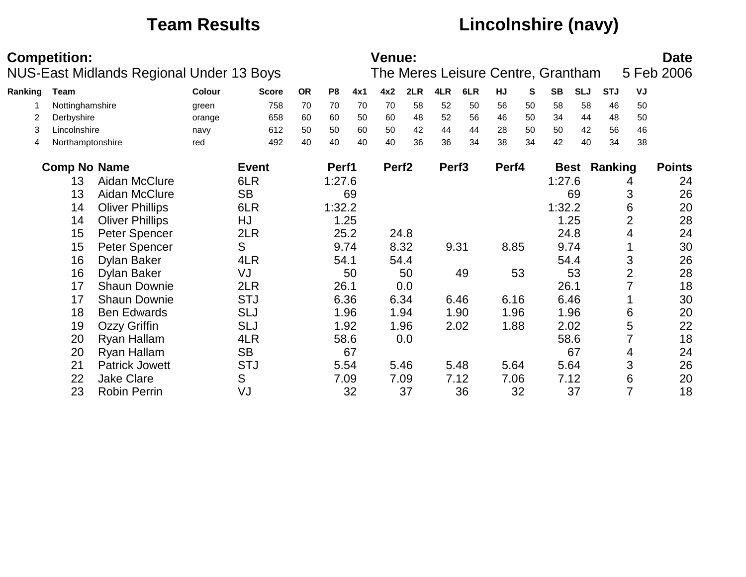## Team Results — Lincolnshire (navy)

**Competition:**
NUS-East Midlands Regional Under 13 Boys

**Venue:**
The Meres Leisure Centre, Grantham

**Date**
5 Feb 2006

| Ranking | Team | Colour | Score | OR | P8 | 4x1 | 4x2 | 2LR | 4LR | 6LR | HJ | S | SB | SLJ | STJ | VJ |
|---|---|---|---|---|---|---|---|---|---|---|---|---|---|---|---|---|
| 1 | Nottinghamshire | green | 758 | 70 | 70 | 70 | 70 | 58 | 52 | 50 | 56 | 50 | 58 | 58 | 46 | 50 |
| 2 | Derbyshire | orange | 658 | 60 | 60 | 50 | 60 | 48 | 52 | 56 | 46 | 50 | 34 | 44 | 48 | 50 |
| 3 | Lincolnshire | navy | 612 | 50 | 50 | 60 | 50 | 42 | 44 | 44 | 28 | 50 | 50 | 42 | 56 | 46 |
| 4 | Northamptonshire | red | 492 | 40 | 40 | 40 | 40 | 36 | 36 | 34 | 38 | 34 | 42 | 40 | 34 | 38 |

| Comp No | Name | Event | Perf1 | Perf2 | Perf3 | Perf4 | Best | Ranking | Points |
|---|---|---|---|---|---|---|---|---|---|
| 13 | Aidan McClure | 6LR | 1:27.6 | | | | 1:27.6 | 4 | 24 |
| 13 | Aidan McClure | SB | 69 | | | | 69 | 3 | 26 |
| 14 | Oliver Phillips | 6LR | 1:32.2 | | | | 1:32.2 | 6 | 20 |
| 14 | Oliver Phillips | HJ | 1.25 | | | | 1.25 | 2 | 28 |
| 15 | Peter Spencer | 2LR | 25.2 | 24.8 | | | 24.8 | 4 | 24 |
| 15 | Peter Spencer | S | 9.74 | 8.32 | 9.31 | 8.85 | 9.74 | 1 | 30 |
| 16 | Dylan Baker | 4LR | 54.1 | 54.4 | | | 54.4 | 3 | 26 |
| 16 | Dylan Baker | VJ | 50 | 50 | 49 | 53 | 53 | 2 | 28 |
| 17 | Shaun Downie | 2LR | 26.1 | 0.0 | | | 26.1 | 7 | 18 |
| 17 | Shaun Downie | STJ | 6.36 | 6.34 | 6.46 | 6.16 | 6.46 | 1 | 30 |
| 18 | Ben Edwards | SLJ | 1.96 | 1.94 | 1.90 | 1.96 | 1.96 | 6 | 20 |
| 19 | Ozzy Griffin | SLJ | 1.92 | 1.96 | 2.02 | 1.88 | 2.02 | 5 | 22 |
| 20 | Ryan Hallam | 4LR | 58.6 | 0.0 | | | 58.6 | 7 | 18 |
| 20 | Ryan Hallam | SB | 67 | | | | 67 | 4 | 24 |
| 21 | Patrick Jowett | STJ | 5.54 | 5.46 | 5.48 | 5.64 | 5.64 | 3 | 26 |
| 22 | Jake Clare | S | 7.09 | 7.09 | 7.12 | 7.06 | 7.12 | 6 | 20 |
| 23 | Robin Perrin | VJ | 32 | 37 | 36 | 32 | 37 | 7 | 18 |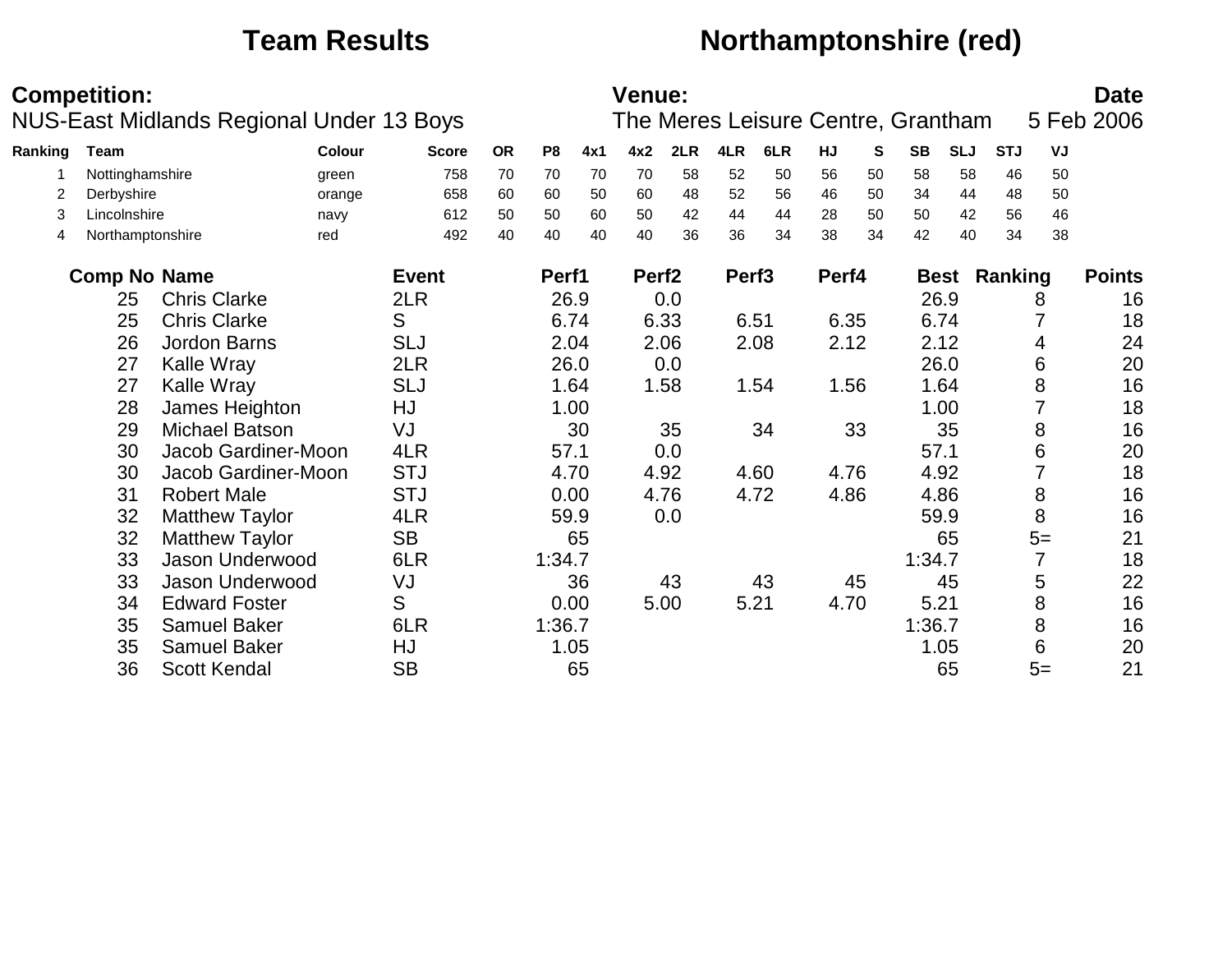# Team Results

# Northamptonshire (red)

**Competition:**
NUS-East Midlands Regional Under 13 Boys

**Venue:**
The Meres Leisure Centre, Grantham

**Date**
5 Feb 2006

| Ranking | Team | Colour | Score | OR | P8 | 4x1 | 4x2 | 2LR | 4LR | 6LR | HJ | S | SB | SLJ | STJ | VJ |
|---|---|---|---|---|---|---|---|---|---|---|---|---|---|---|---|---|
| 1 | Nottinghamshire | green | 758 | 70 | 70 | 70 | 70 | 58 | 52 | 50 | 56 | 50 | 58 | 58 | 46 | 50 |
| 2 | Derbyshire | orange | 658 | 60 | 60 | 50 | 60 | 48 | 52 | 56 | 46 | 50 | 34 | 44 | 48 | 50 |
| 3 | Lincolnshire | navy | 612 | 50 | 50 | 60 | 50 | 42 | 44 | 44 | 28 | 50 | 50 | 42 | 56 | 46 |
| 4 | Northamptonshire | red | 492 | 40 | 40 | 40 | 40 | 36 | 36 | 34 | 38 | 34 | 42 | 40 | 34 | 38 |

| Comp No | Name | Event | Perf1 | Perf2 | Perf3 | Perf4 | Best | Ranking | Points |
|---|---|---|---|---|---|---|---|---|---|
| 25 | Chris Clarke | 2LR | 26.9 | 0.0 | | | 26.9 | 8 | 16 |
| 25 | Chris Clarke | S | 6.74 | 6.33 | 6.51 | 6.35 | 6.74 | 7 | 18 |
| 26 | Jordon Barns | SLJ | 2.04 | 2.06 | 2.08 | 2.12 | 2.12 | 4 | 24 |
| 27 | Kalle Wray | 2LR | 26.0 | 0.0 | | | 26.0 | 6 | 20 |
| 27 | Kalle Wray | SLJ | 1.64 | 1.58 | 1.54 | 1.56 | 1.64 | 8 | 16 |
| 28 | James Heighton | HJ | 1.00 | | | | 1.00 | 7 | 18 |
| 29 | Michael Batson | VJ | 30 | 35 | 34 | 33 | 35 | 8 | 16 |
| 30 | Jacob Gardiner-Moon | 4LR | 57.1 | 0.0 | | | 57.1 | 6 | 20 |
| 30 | Jacob Gardiner-Moon | STJ | 4.70 | 4.92 | 4.60 | 4.76 | 4.92 | 7 | 18 |
| 31 | Robert Male | STJ | 0.00 | 4.76 | 4.72 | 4.86 | 4.86 | 8 | 16 |
| 32 | Matthew Taylor | 4LR | 59.9 | 0.0 | | | 59.9 | 8 | 16 |
| 32 | Matthew Taylor | SB | 65 | | | | 65 | 5= | 21 |
| 33 | Jason Underwood | 6LR | 1:34.7 | | | | 1:34.7 | 7 | 18 |
| 33 | Jason Underwood | VJ | 36 | 43 | 43 | 45 | 45 | 5 | 22 |
| 34 | Edward Foster | S | 0.00 | 5.00 | 5.21 | 4.70 | 5.21 | 8 | 16 |
| 35 | Samuel Baker | 6LR | 1:36.7 | | | | 1:36.7 | 8 | 16 |
| 35 | Samuel Baker | HJ | 1.05 | | | | 1.05 | 6 | 20 |
| 36 | Scott Kendal | SB | 65 | | | | 65 | 5= | 21 |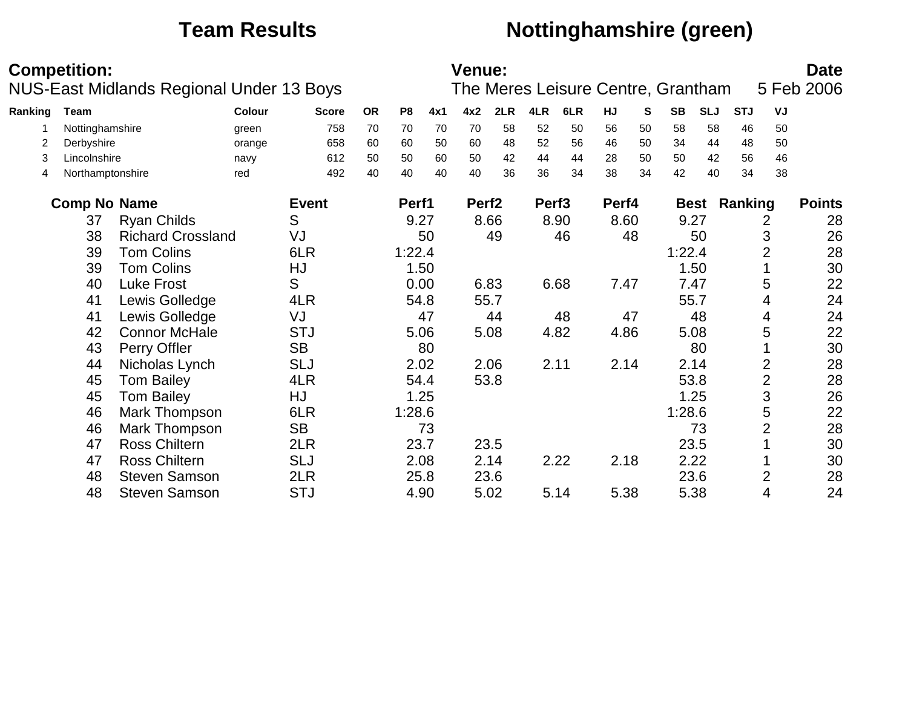# Team Results — Nottinghamshire (green)

**Competition:**
NUS-East Midlands Regional Under 13 Boys

**Venue:**
The Meres Leisure Centre, Grantham

**Date**
5 Feb 2006

| Ranking | Team | Colour | Score | OR | P8 | 4x1 | 4x2 | 2LR | 4LR | 6LR | HJ | S | SB | SLJ | STJ | VJ |
|---|---|---|---|---|---|---|---|---|---|---|---|---|---|---|---|---|
| 1 | Nottinghamshire | green | 758 | 70 | 70 | 70 | 70 | 58 | 52 | 50 | 56 | 50 | 58 | 58 | 46 | 50 |
| 2 | Derbyshire | orange | 658 | 60 | 60 | 50 | 60 | 48 | 52 | 56 | 46 | 50 | 34 | 44 | 48 | 50 |
| 3 | Lincolnshire | navy | 612 | 50 | 50 | 60 | 50 | 42 | 44 | 44 | 28 | 50 | 50 | 42 | 56 | 46 |
| 4 | Northamptonshire | red | 492 | 40 | 40 | 40 | 40 | 36 | 36 | 34 | 38 | 34 | 42 | 40 | 34 | 38 |

| Comp No | Name | Event | Perf1 | Perf2 | Perf3 | Perf4 | Best | Ranking | Points |
|---|---|---|---|---|---|---|---|---|---|
| 37 | Ryan Childs | S | 9.27 | 8.66 | 8.90 | 8.60 | 9.27 | 2 | 28 |
| 38 | Richard Crossland | VJ | 50 | 49 | 46 | 48 | 50 | 3 | 26 |
| 39 | Tom Colins | 6LR | 1:22.4 | | | | 1:22.4 | 2 | 28 |
| 39 | Tom Colins | HJ | 1.50 | | | | 1.50 | 1 | 30 |
| 40 | Luke Frost | S | 0.00 | 6.83 | 6.68 | 7.47 | 7.47 | 5 | 22 |
| 41 | Lewis Golledge | 4LR | 54.8 | 55.7 | | | 55.7 | 4 | 24 |
| 41 | Lewis Golledge | VJ | 47 | 44 | 48 | 47 | 48 | 4 | 24 |
| 42 | Connor McHale | STJ | 5.06 | 5.08 | 4.82 | 4.86 | 5.08 | 5 | 22 |
| 43 | Perry Offler | SB | 80 | | | | 80 | 1 | 30 |
| 44 | Nicholas Lynch | SLJ | 2.02 | 2.06 | 2.11 | 2.14 | 2.14 | 2 | 28 |
| 45 | Tom Bailey | 4LR | 54.4 | 53.8 | | | 53.8 | 2 | 28 |
| 45 | Tom Bailey | HJ | 1.25 | | | | 1.25 | 3 | 26 |
| 46 | Mark Thompson | 6LR | 1:28.6 | | | | 1:28.6 | 5 | 22 |
| 46 | Mark Thompson | SB | 73 | | | | 73 | 2 | 28 |
| 47 | Ross Chiltern | 2LR | 23.7 | 23.5 | | | 23.5 | 1 | 30 |
| 47 | Ross Chiltern | SLJ | 2.08 | 2.14 | 2.22 | 2.18 | 2.22 | 1 | 30 |
| 48 | Steven Samson | 2LR | 25.8 | 23.6 | | | 23.6 | 2 | 28 |
| 48 | Steven Samson | STJ | 4.90 | 5.02 | 5.14 | 5.38 | 5.38 | 4 | 24 |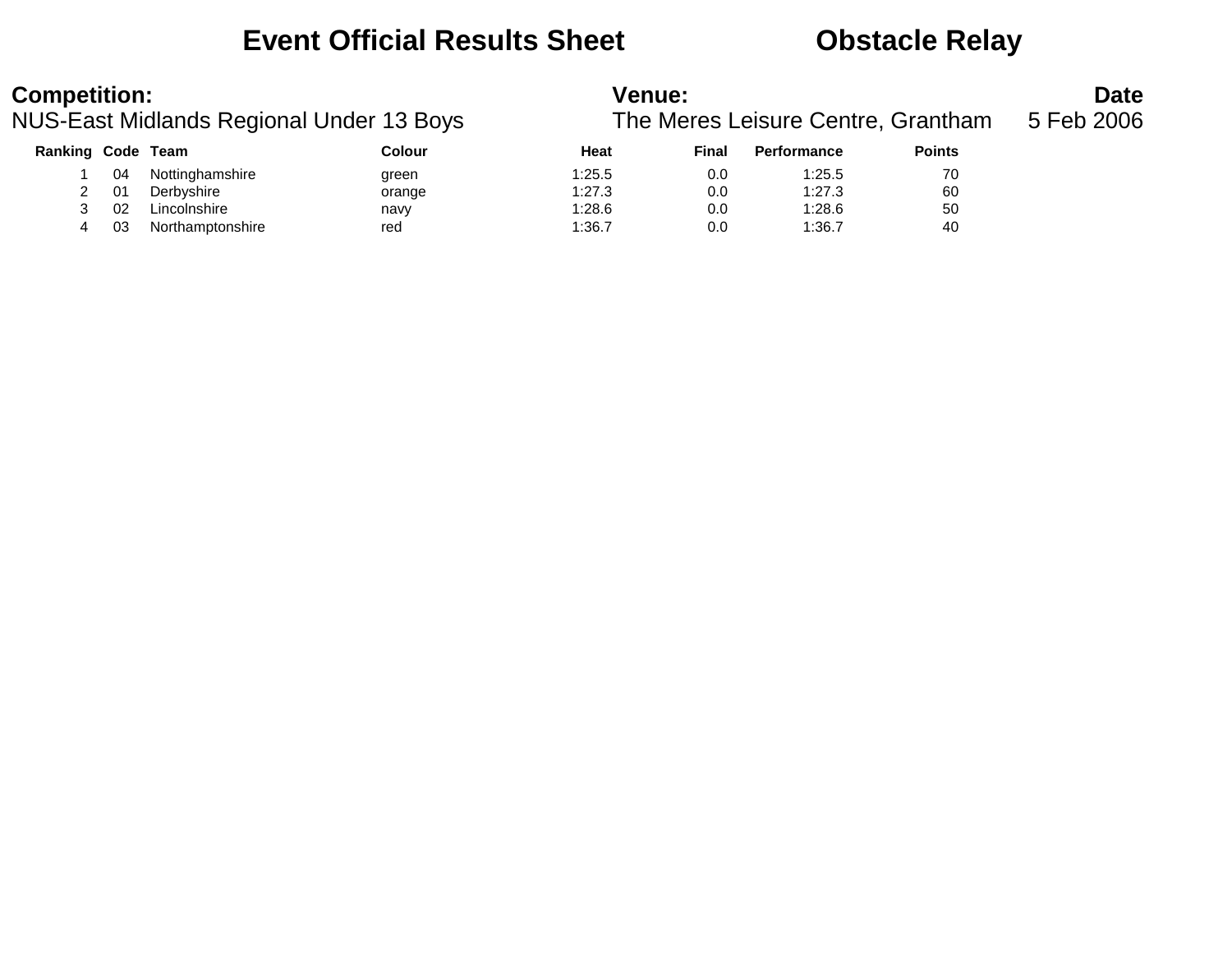# Event Official Results Sheet    Obstacle Relay

**Competition:**
NUS-East Midlands Regional Under 13 Boys

**Venue:**
The Meres Leisure Centre, Grantham

**Date**
5 Feb 2006

| Ranking | Code | Team | Colour | Heat | Final | Performance | Points |
|---|---|---|---|---|---|---|---|
| 1 | 04 | Nottinghamshire | green | 1:25.5 | 0.0 | 1:25.5 | 70 |
| 2 | 01 | Derbyshire | orange | 1:27.3 | 0.0 | 1:27.3 | 60 |
| 3 | 02 | Lincolnshire | navy | 1:28.6 | 0.0 | 1:28.6 | 50 |
| 4 | 03 | Northamptonshire | red | 1:36.7 | 0.0 | 1:36.7 | 40 |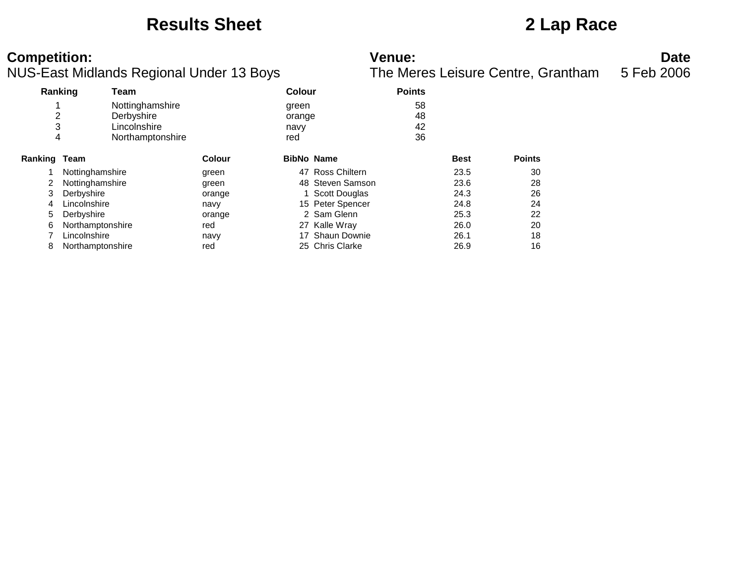# Results Sheet

# 2 Lap Race

**Competition:**
NUS-East Midlands Regional Under 13 Boys

**Venue:**
The Meres Leisure Centre, Grantham

**Date**
5 Feb 2006

| Ranking | Team | Colour | Points |
|---|---|---|---|
| 1 | Nottinghamshire | green | 58 |
| 2 | Derbyshire | orange | 48 |
| 3 | Lincolnshire | navy | 42 |
| 4 | Northamptonshire | red | 36 |

| Ranking | Team | Colour | BibNo | Name | Best | Points |
|---|---|---|---|---|---|---|
| 1 | Nottinghamshire | green | 47 | Ross Chiltern | 23.5 | 30 |
| 2 | Nottinghamshire | green | 48 | Steven Samson | 23.6 | 28 |
| 3 | Derbyshire | orange | 1 | Scott Douglas | 24.3 | 26 |
| 4 | Lincolnshire | navy | 15 | Peter Spencer | 24.8 | 24 |
| 5 | Derbyshire | orange | 2 | Sam Glenn | 25.3 | 22 |
| 6 | Northamptonshire | red | 27 | Kalle Wray | 26.0 | 20 |
| 7 | Lincolnshire | navy | 17 | Shaun Downie | 26.1 | 18 |
| 8 | Northamptonshire | red | 25 | Chris Clarke | 26.9 | 16 |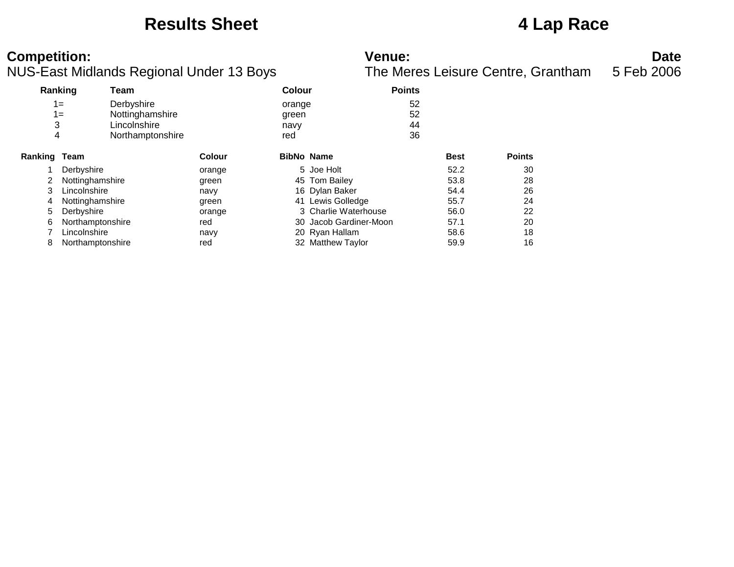# Results Sheet

# 4 Lap Race

**Competition:**
NUS-East Midlands Regional Under 13 Boys

**Venue:**
The Meres Leisure Centre, Grantham

**Date**
5 Feb 2006

| Ranking | Team | Colour | Points |
|---|---|---|---|
| 1= | Derbyshire | orange | 52 |
| 1= | Nottinghamshire | green | 52 |
| 3 | Lincolnshire | navy | 44 |
| 4 | Northamptonshire | red | 36 |

| Ranking | Team | Colour | BibNo | Name | Best | Points |
|---|---|---|---|---|---|---|
| 1 | Derbyshire | orange | 5 | Joe Holt | 52.2 | 30 |
| 2 | Nottinghamshire | green | 45 | Tom Bailey | 53.8 | 28 |
| 3 | Lincolnshire | navy | 16 | Dylan Baker | 54.4 | 26 |
| 4 | Nottinghamshire | green | 41 | Lewis Golledge | 55.7 | 24 |
| 5 | Derbyshire | orange | 3 | Charlie Waterhouse | 56.0 | 22 |
| 6 | Northamptonshire | red | 30 | Jacob Gardiner-Moon | 57.1 | 20 |
| 7 | Lincolnshire | navy | 20 | Ryan Hallam | 58.6 | 18 |
| 8 | Northamptonshire | red | 32 | Matthew Taylor | 59.9 | 16 |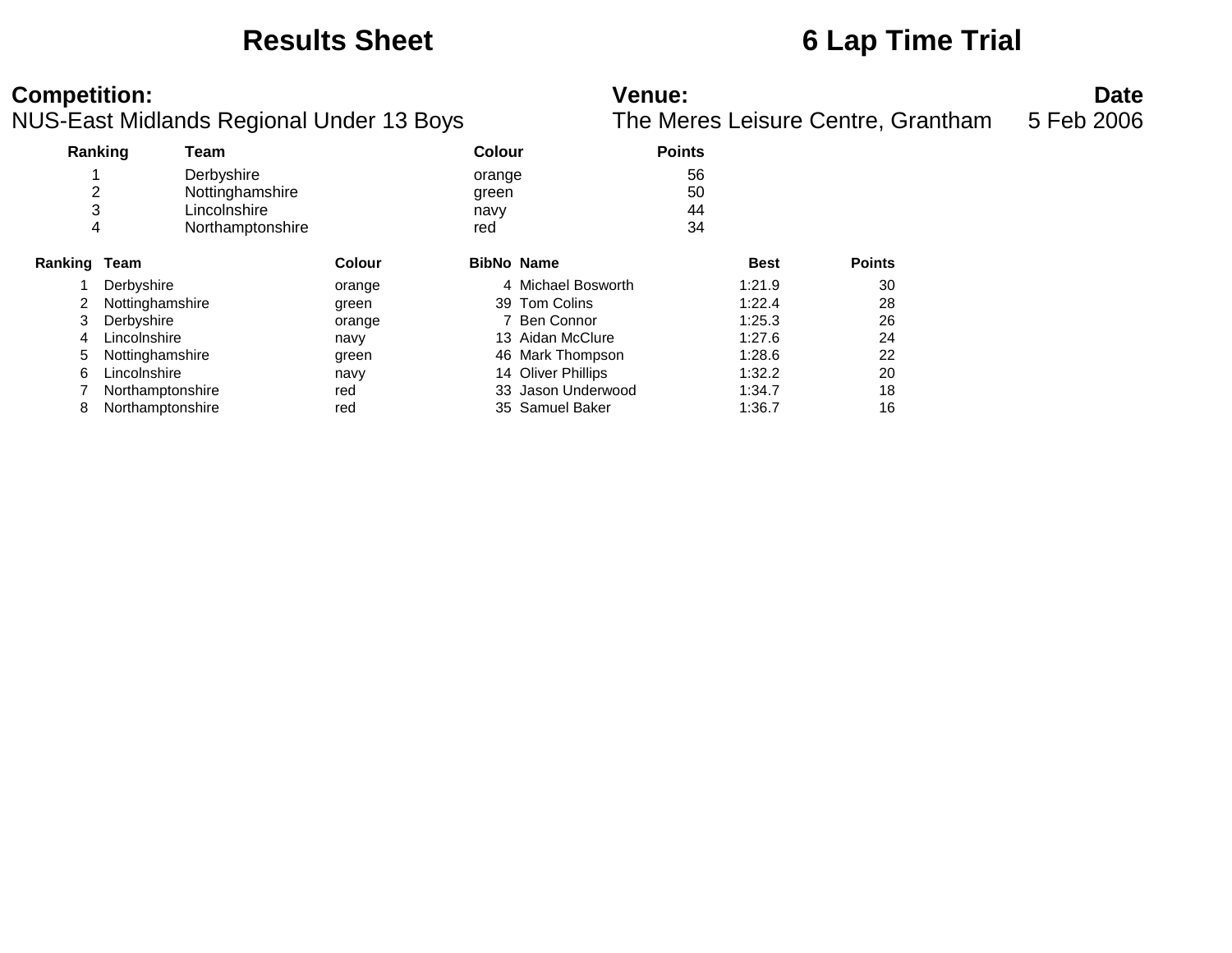# Results Sheet

# 6 Lap Time Trial

**Competition:**
NUS-East Midlands Regional Under 13 Boys

**Venue:**
The Meres Leisure Centre, Grantham

**Date**
5 Feb 2006

| Ranking | Team | Colour | Points |
|---|---|---|---|
| 1 | Derbyshire | orange | 56 |
| 2 | Nottinghamshire | green | 50 |
| 3 | Lincolnshire | navy | 44 |
| 4 | Northamptonshire | red | 34 |

| Ranking | Team | Colour | BibNo | Name | Best | Points |
|---|---|---|---|---|---|---|
| 1 | Derbyshire | orange | 4 | Michael Bosworth | 1:21.9 | 30 |
| 2 | Nottinghamshire | green | 39 | Tom Colins | 1:22.4 | 28 |
| 3 | Derbyshire | orange | 7 | Ben Connor | 1:25.3 | 26 |
| 4 | Lincolnshire | navy | 13 | Aidan McClure | 1:27.6 | 24 |
| 5 | Nottinghamshire | green | 46 | Mark Thompson | 1:28.6 | 22 |
| 6 | Lincolnshire | navy | 14 | Oliver Phillips | 1:32.2 | 20 |
| 7 | Northamptonshire | red | 33 | Jason Underwood | 1:34.7 | 18 |
| 8 | Northamptonshire | red | 35 | Samuel Baker | 1:36.7 | 16 |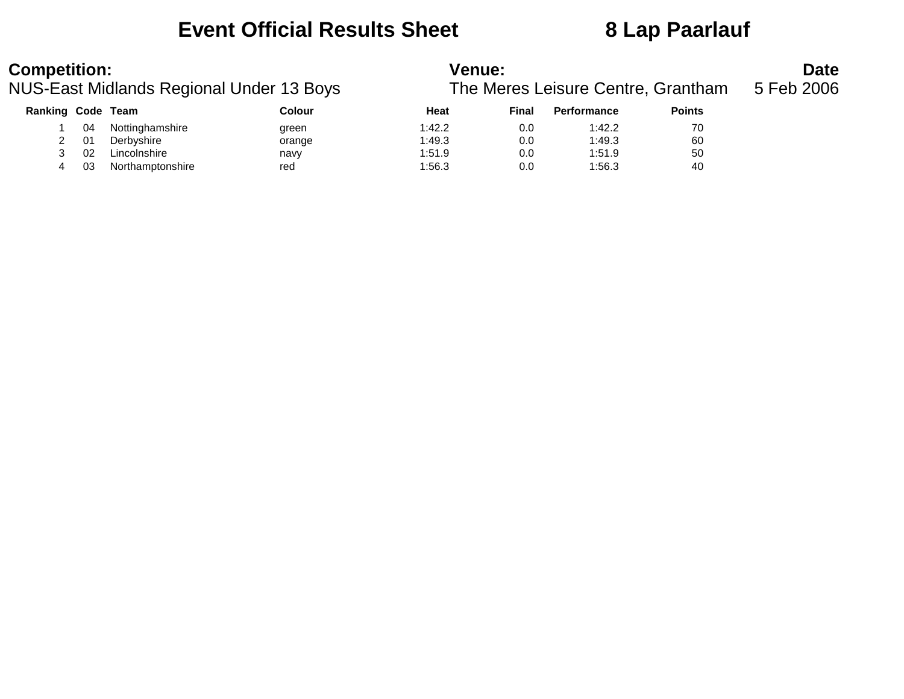# Event Official Results Sheet — 8 Lap Paarlauf

**Competition:**
NUS-East Midlands Regional Under 13 Boys

**Venue:**
The Meres Leisure Centre, Grantham

**Date**
5 Feb 2006

| Ranking | Code | Team | Colour | Heat | Final | Performance | Points |
|---|---|---|---|---|---|---|---|
| 1 | 04 | Nottinghamshire | green | 1:42.2 | 0.0 | 1:42.2 | 70 |
| 2 | 01 | Derbyshire | orange | 1:49.3 | 0.0 | 1:49.3 | 60 |
| 3 | 02 | Lincolnshire | navy | 1:51.9 | 0.0 | 1:51.9 | 50 |
| 4 | 03 | Northamptonshire | red | 1:56.3 | 0.0 | 1:56.3 | 40 |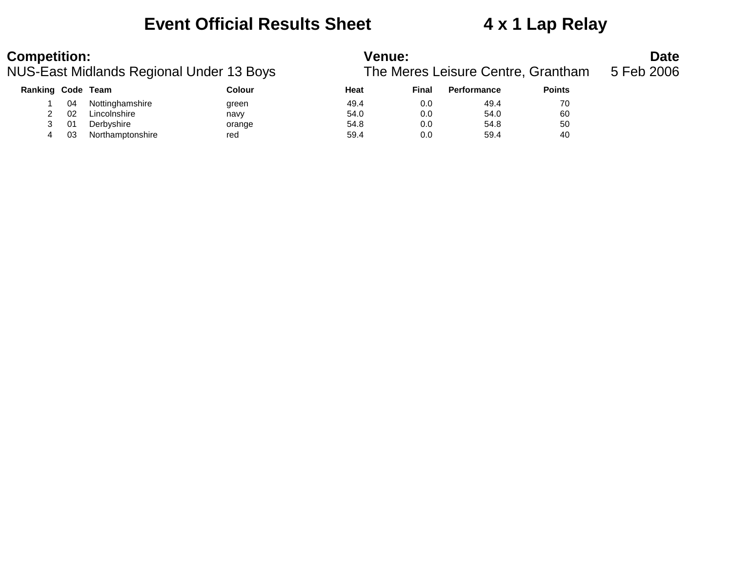# Event Official Results Sheet 4 x 1 Lap Relay

**Competition:**
NUS-East Midlands Regional Under 13 Boys

**Venue:**
The Meres Leisure Centre, Grantham

**Date**
5 Feb 2006

| Ranking | Code | Team | Colour | Heat | Final | Performance | Points |
|---|---|---|---|---|---|---|---|
| 1 | 04 | Nottinghamshire | green | 49.4 | 0.0 | 49.4 | 70 |
| 2 | 02 | Lincolnshire | navy | 54.0 | 0.0 | 54.0 | 60 |
| 3 | 01 | Derbyshire | orange | 54.8 | 0.0 | 54.8 | 50 |
| 4 | 03 | Northamptonshire | red | 59.4 | 0.0 | 59.4 | 40 |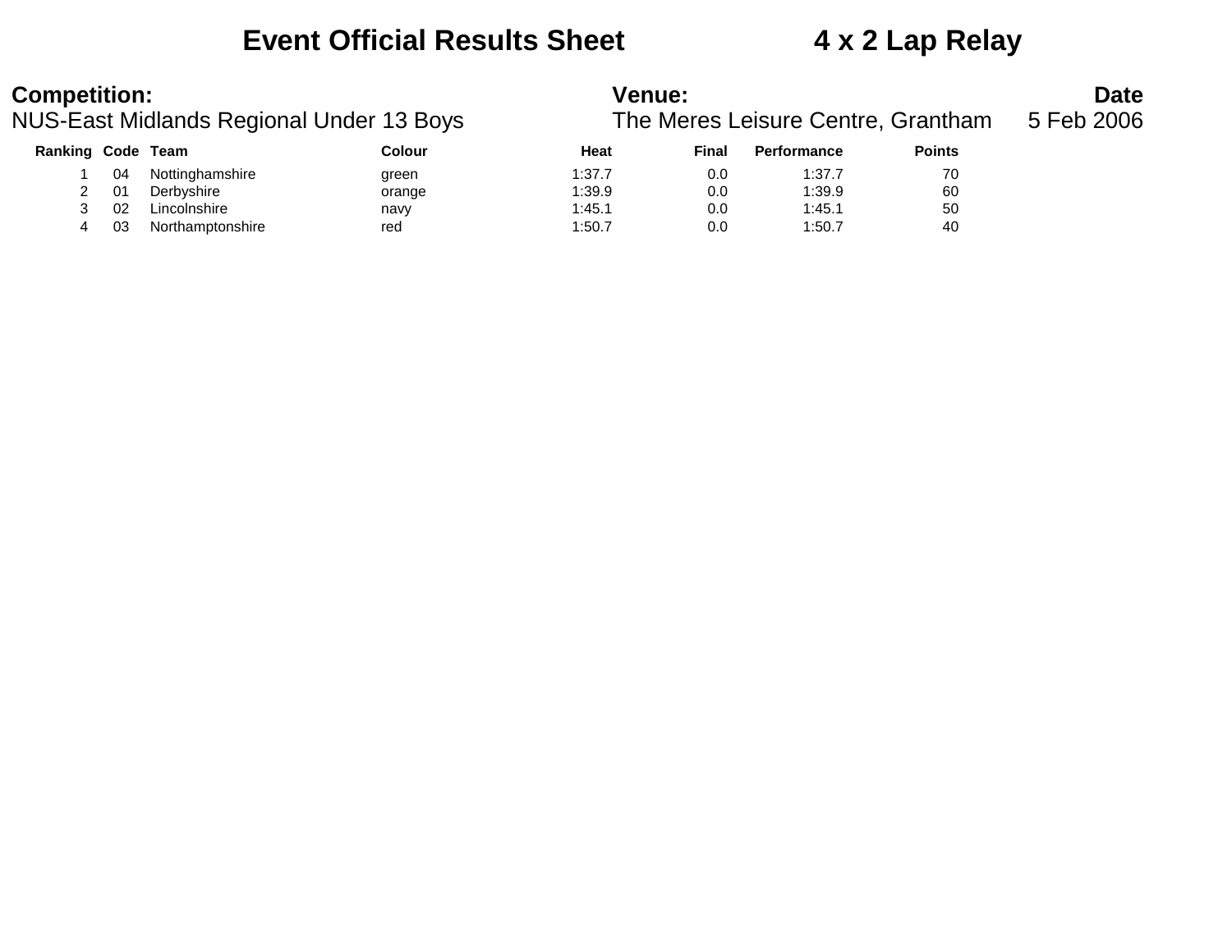# Event Official Results Sheet 4 x 2 Lap Relay

**Competition:**
NUS-East Midlands Regional Under 13 Boys

**Venue:**
The Meres Leisure Centre, Grantham

**Date**
5 Feb 2006

| Ranking | Code | Team | Colour | Heat | Final | Performance | Points |
|---|---|---|---|---|---|---|---|
| 1 | 04 | Nottinghamshire | green | 1:37.7 | 0.0 | 1:37.7 | 70 |
| 2 | 01 | Derbyshire | orange | 1:39.9 | 0.0 | 1:39.9 | 60 |
| 3 | 02 | Lincolnshire | navy | 1:45.1 | 0.0 | 1:45.1 | 50 |
| 4 | 03 | Northamptonshire | red | 1:50.7 | 0.0 | 1:50.7 | 40 |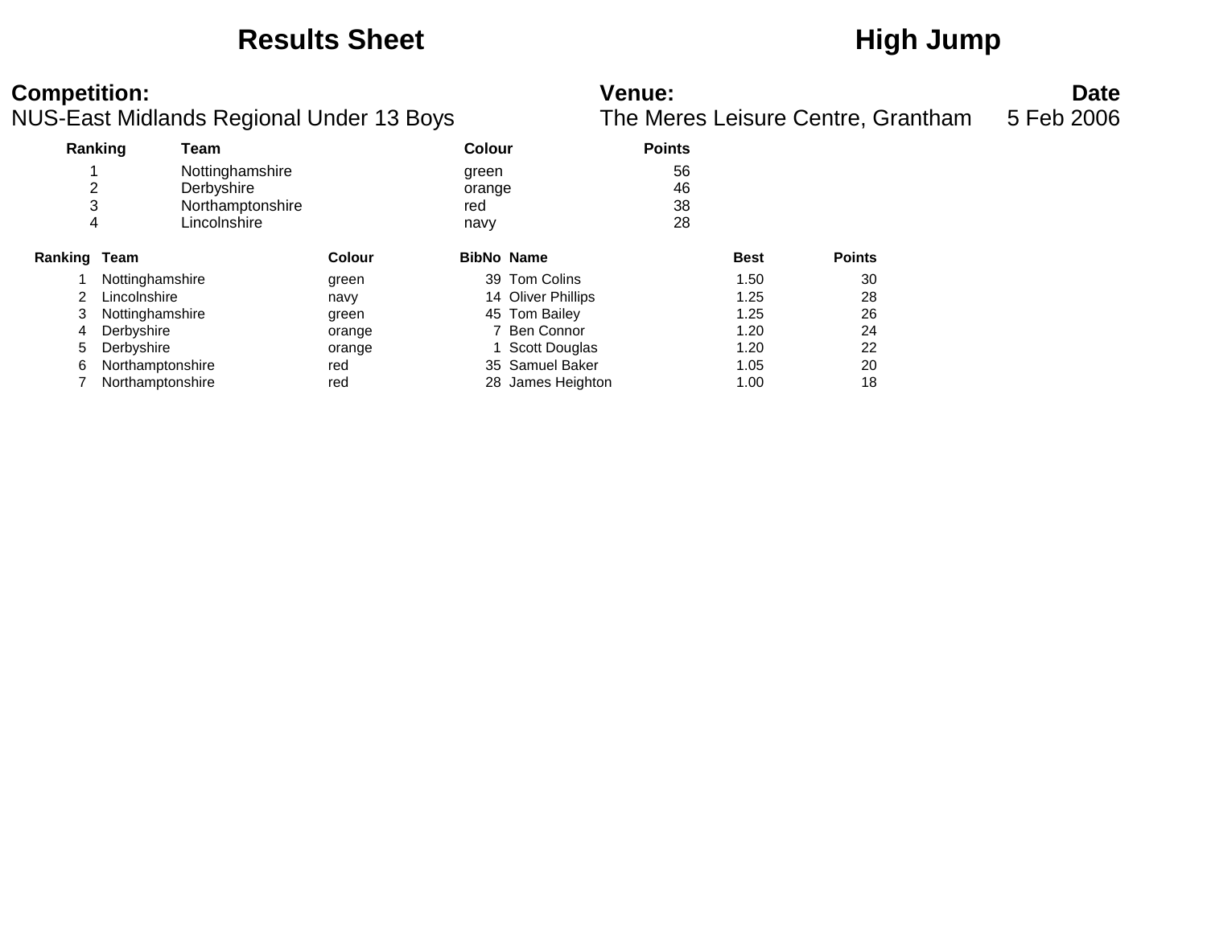# Results Sheet

# High Jump

**Competition:**
NUS-East Midlands Regional Under 13 Boys

**Venue:**
The Meres Leisure Centre, Grantham

**Date**
5 Feb 2006

| Ranking | Team | Colour | Points |
|---|---|---|---|
| 1 | Nottinghamshire | green | 56 |
| 2 | Derbyshire | orange | 46 |
| 3 | Northamptonshire | red | 38 |
| 4 | Lincolnshire | navy | 28 |

| Ranking | Team | Colour | BibNo | Name | Best | Points |
|---|---|---|---|---|---|---|
| 1 | Nottinghamshire | green | 39 | Tom Colins | 1.50 | 30 |
| 2 | Lincolnshire | navy | 14 | Oliver Phillips | 1.25 | 28 |
| 3 | Nottinghamshire | green | 45 | Tom Bailey | 1.25 | 26 |
| 4 | Derbyshire | orange | 7 | Ben Connor | 1.20 | 24 |
| 5 | Derbyshire | orange | 1 | Scott Douglas | 1.20 | 22 |
| 6 | Northamptonshire | red | 35 | Samuel Baker | 1.05 | 20 |
| 7 | Northamptonshire | red | 28 | James Heighton | 1.00 | 18 |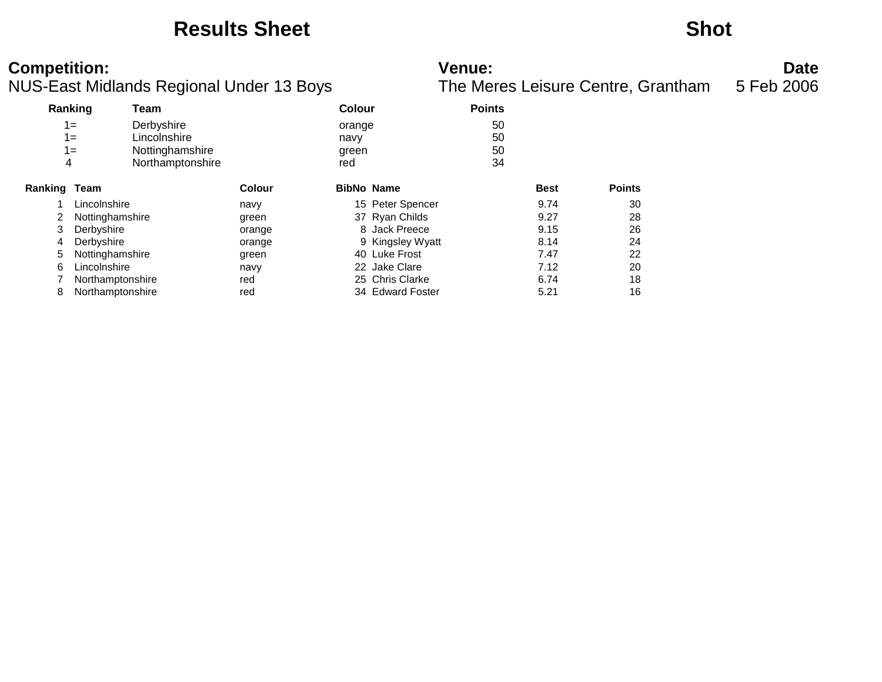# Results Sheet

# Shot

**Competition:**
NUS-East Midlands Regional Under 13 Boys

**Venue:**
The Meres Leisure Centre, Grantham

**Date**
5 Feb 2006

| Ranking | Team | Colour | Points |
|---|---|---|---|
| 1= | Derbyshire | orange | 50 |
| 1= | Lincolnshire | navy | 50 |
| 1= | Nottinghamshire | green | 50 |
| 4 | Northamptonshire | red | 34 |

| Ranking | Team | Colour | BibNo | Name | Best | Points |
|---|---|---|---|---|---|---|
| 1 | Lincolnshire | navy | 15 | Peter Spencer | 9.74 | 30 |
| 2 | Nottinghamshire | green | 37 | Ryan Childs | 9.27 | 28 |
| 3 | Derbyshire | orange | 8 | Jack Preece | 9.15 | 26 |
| 4 | Derbyshire | orange | 9 | Kingsley Wyatt | 8.14 | 24 |
| 5 | Nottinghamshire | green | 40 | Luke Frost | 7.47 | 22 |
| 6 | Lincolnshire | navy | 22 | Jake Clare | 7.12 | 20 |
| 7 | Northamptonshire | red | 25 | Chris Clarke | 6.74 | 18 |
| 8 | Northamptonshire | red | 34 | Edward Foster | 5.21 | 16 |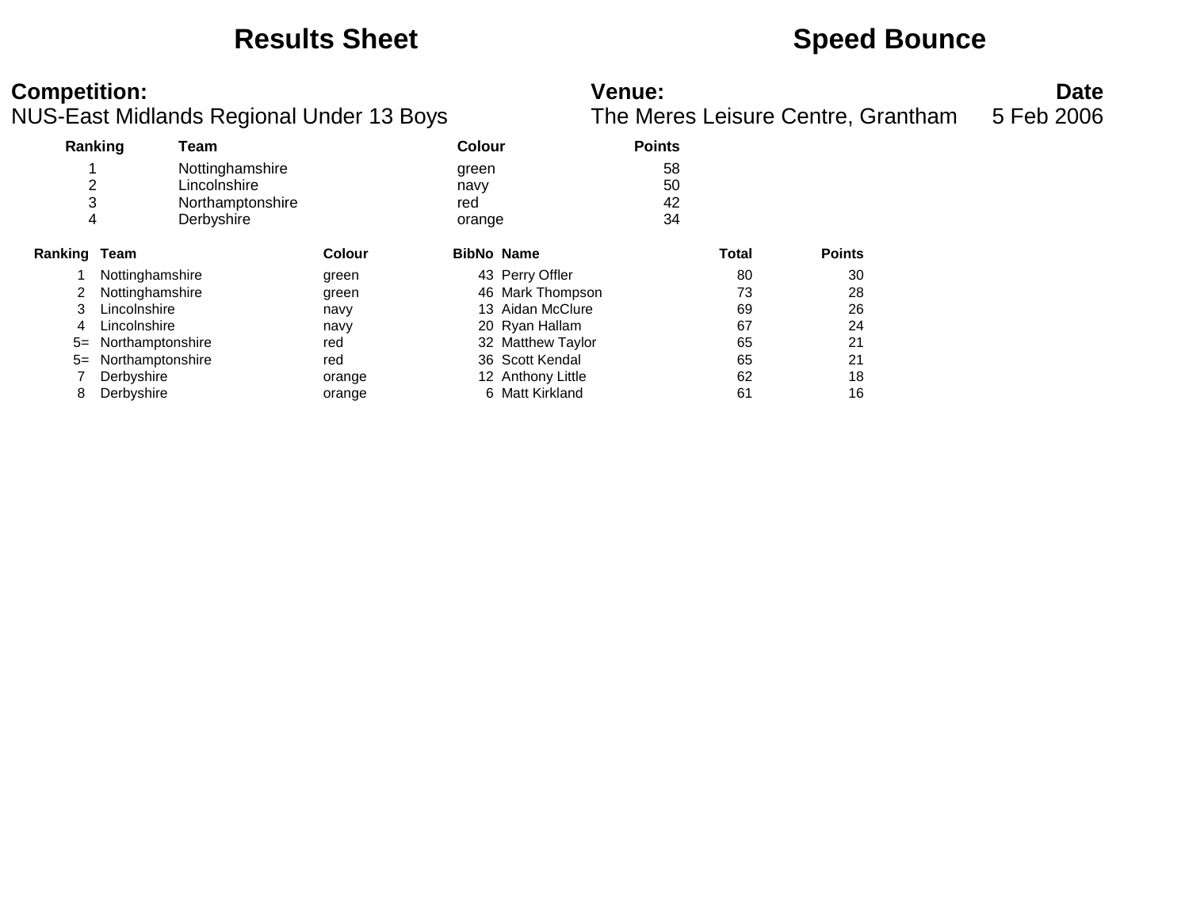# Results Sheet

# Speed Bounce

**Competition:**
NUS-East Midlands Regional Under 13 Boys

**Venue:**
The Meres Leisure Centre, Grantham

**Date**
5 Feb 2006

| Ranking | Team | Colour | Points |
|---|---|---|---|
| 1 | Nottinghamshire | green | 58 |
| 2 | Lincolnshire | navy | 50 |
| 3 | Northamptonshire | red | 42 |
| 4 | Derbyshire | orange | 34 |

| Ranking | Team | Colour | BibNo | Name | Total | Points |
|---|---|---|---|---|---|---|
| 1 | Nottinghamshire | green | 43 | Perry Offler | 80 | 30 |
| 2 | Nottinghamshire | green | 46 | Mark Thompson | 73 | 28 |
| 3 | Lincolnshire | navy | 13 | Aidan McClure | 69 | 26 |
| 4 | Lincolnshire | navy | 20 | Ryan Hallam | 67 | 24 |
| 5= | Northamptonshire | red | 32 | Matthew Taylor | 65 | 21 |
| 5= | Northamptonshire | red | 36 | Scott Kendal | 65 | 21 |
| 7 | Derbyshire | orange | 12 | Anthony Little | 62 | 18 |
| 8 | Derbyshire | orange | 6 | Matt Kirkland | 61 | 16 |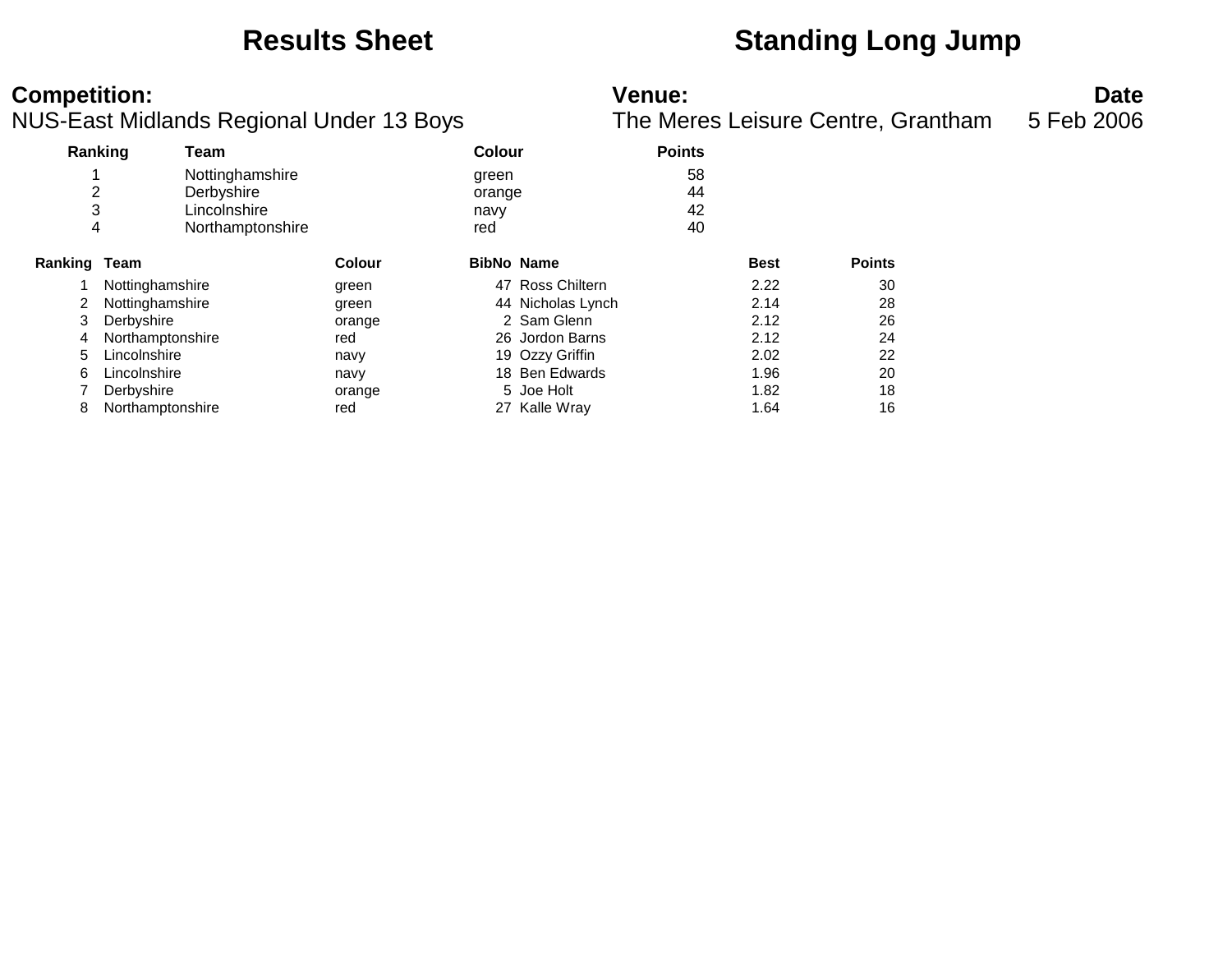# Results Sheet

# Standing Long Jump

**Competition:**
NUS-East Midlands Regional Under 13 Boys

**Venue:**
The Meres Leisure Centre, Grantham

**Date**
5 Feb 2006

| Ranking | Team | Colour | Points |
|---|---|---|---|
| 1 | Nottinghamshire | green | 58 |
| 2 | Derbyshire | orange | 44 |
| 3 | Lincolnshire | navy | 42 |
| 4 | Northamptonshire | red | 40 |

| Ranking | Team | Colour | BibNo | Name | Best | Points |
|---|---|---|---|---|---|---|
| 1 | Nottinghamshire | green | 47 | Ross Chiltern | 2.22 | 30 |
| 2 | Nottinghamshire | green | 44 | Nicholas Lynch | 2.14 | 28 |
| 3 | Derbyshire | orange | 2 | Sam Glenn | 2.12 | 26 |
| 4 | Northamptonshire | red | 26 | Jordon Barns | 2.12 | 24 |
| 5 | Lincolnshire | navy | 19 | Ozzy Griffin | 2.02 | 22 |
| 6 | Lincolnshire | navy | 18 | Ben Edwards | 1.96 | 20 |
| 7 | Derbyshire | orange | 5 | Joe Holt | 1.82 | 18 |
| 8 | Northamptonshire | red | 27 | Kalle Wray | 1.64 | 16 |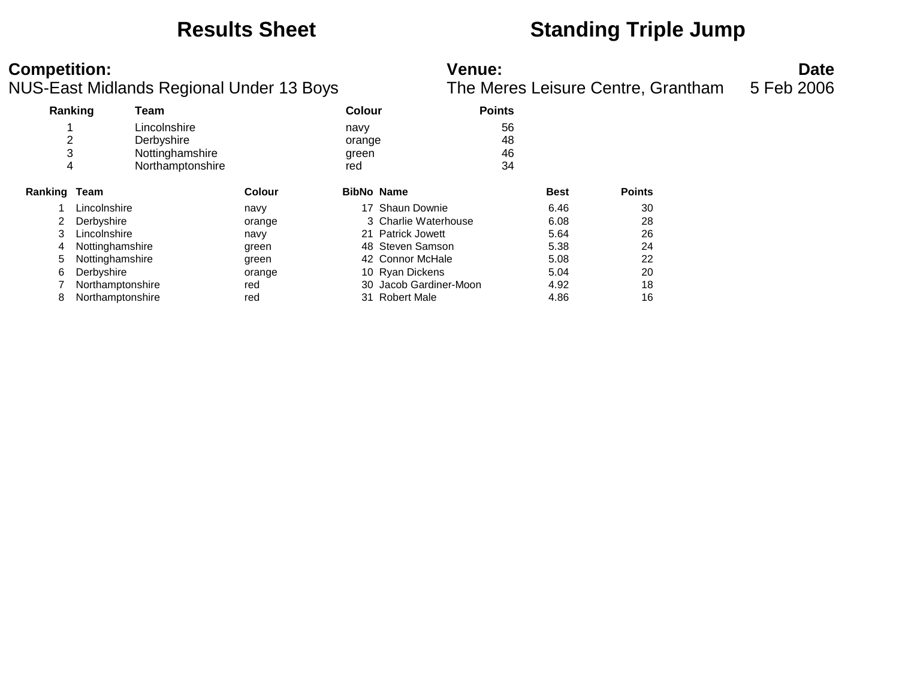# Results Sheet

# Standing Triple Jump

**Competition:**
NUS-East Midlands Regional Under 13 Boys

**Venue:**
The Meres Leisure Centre, Grantham

**Date**
5 Feb 2006

| Ranking | Team | Colour | Points |
|---|---|---|---|
| 1 | Lincolnshire | navy | 56 |
| 2 | Derbyshire | orange | 48 |
| 3 | Nottinghamshire | green | 46 |
| 4 | Northamptonshire | red | 34 |

| Ranking | Team | Colour | BibNo | Name | Best | Points |
|---|---|---|---|---|---|---|
| 1 | Lincolnshire | navy | 17 | Shaun Downie | 6.46 | 30 |
| 2 | Derbyshire | orange | 3 | Charlie Waterhouse | 6.08 | 28 |
| 3 | Lincolnshire | navy | 21 | Patrick Jowett | 5.64 | 26 |
| 4 | Nottinghamshire | green | 48 | Steven Samson | 5.38 | 24 |
| 5 | Nottinghamshire | green | 42 | Connor McHale | 5.08 | 22 |
| 6 | Derbyshire | orange | 10 | Ryan Dickens | 5.04 | 20 |
| 7 | Northamptonshire | red | 30 | Jacob Gardiner-Moon | 4.92 | 18 |
| 8 | Northamptonshire | red | 31 | Robert Male | 4.86 | 16 |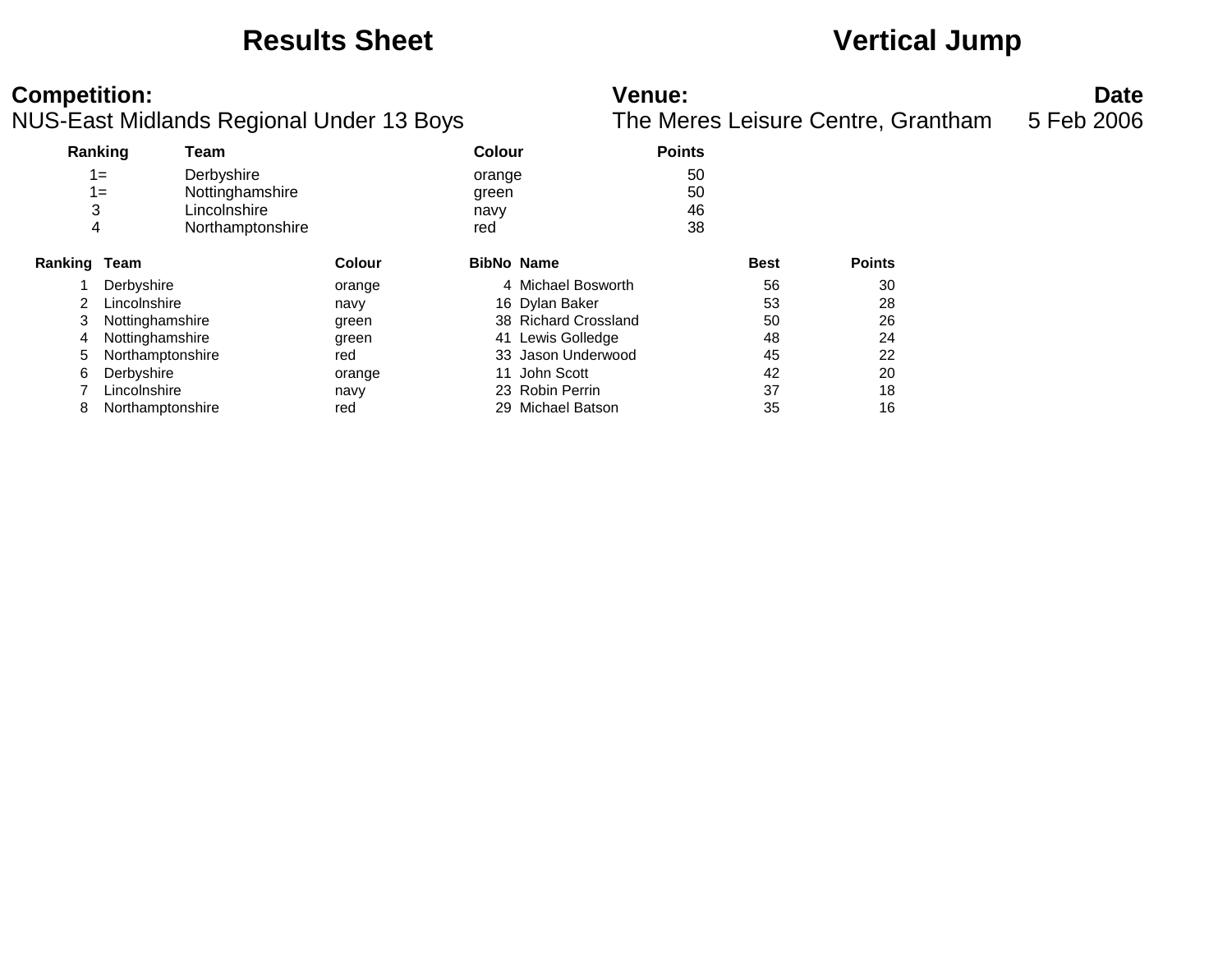# Results Sheet

# Vertical Jump

**Competition:**
NUS-East Midlands Regional Under 13 Boys

**Venue:**
The Meres Leisure Centre, Grantham

**Date**
5 Feb 2006

| Ranking | Team | Colour | Points |
|---|---|---|---|
| 1= | Derbyshire | orange | 50 |
| 1= | Nottinghamshire | green | 50 |
| 3 | Lincolnshire | navy | 46 |
| 4 | Northamptonshire | red | 38 |

| Ranking | Team | Colour | BibNo | Name | Best | Points |
|---|---|---|---|---|---|---|
| 1 | Derbyshire | orange | 4 | Michael Bosworth | 56 | 30 |
| 2 | Lincolnshire | navy | 16 | Dylan Baker | 53 | 28 |
| 3 | Nottinghamshire | green | 38 | Richard Crossland | 50 | 26 |
| 4 | Nottinghamshire | green | 41 | Lewis Golledge | 48 | 24 |
| 5 | Northamptonshire | red | 33 | Jason Underwood | 45 | 22 |
| 6 | Derbyshire | orange | 11 | John Scott | 42 | 20 |
| 7 | Lincolnshire | navy | 23 | Robin Perrin | 37 | 18 |
| 8 | Northamptonshire | red | 29 | Michael Batson | 35 | 16 |